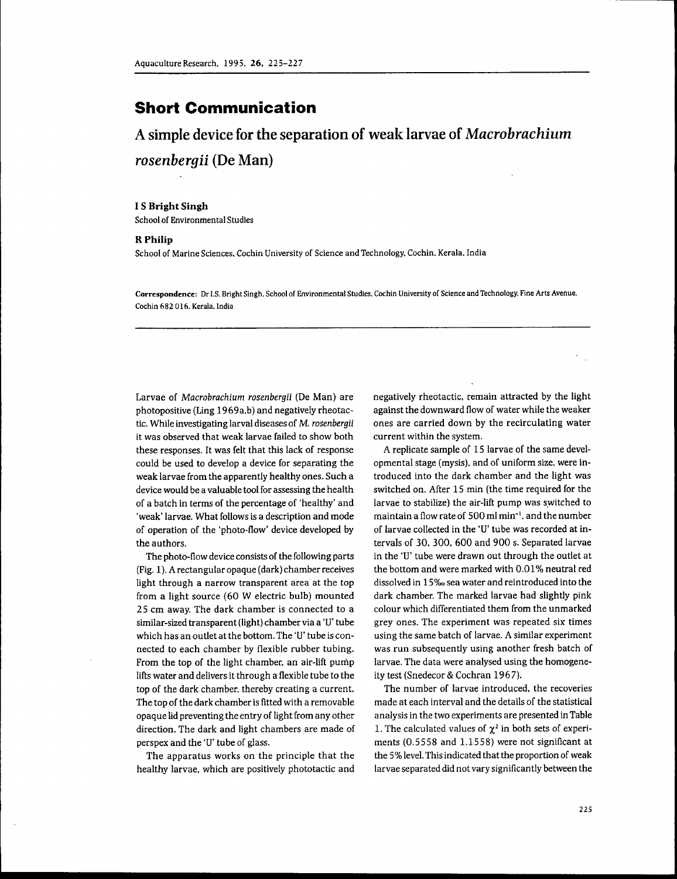## Short Communication

# A simple device for the separation of weak larvae of *Macrobrachium rosenbergii* (De Man)

**I S Bright Singh**
School of Environmental Studies

**R Philip**
School of Marine Sciences, Cochin University of Science and Technology, Cochin, Kerala, India

**Correspondence:** Dr I.S. Bright Singh, School of Environmental Studies, Cochin University of Science and Technology, Fine Arts Avenue, Cochin 682 016, Kerala, India

Larvae of *Macrobrachium rosenbergii* (De Man) are photopositive (Ling 1969a,b) and negatively rheotactic. While investigating larval diseases of *M. rosenbergii* it was observed that weak larvae failed to show both these responses. It was felt that this lack of response could be used to develop a device for separating the weak larvae from the apparently healthy ones. Such a device would be a valuable tool for assessing the health of a batch in terms of the percentage of 'healthy' and 'weak' larvae. What follows is a description and mode of operation of the 'photo-flow' device developed by the authors.

The photo-flow device consists of the following parts (Fig. 1). A rectangular opaque (dark) chamber receives light through a narrow transparent area at the top from a light source (60 W electric bulb) mounted 25 cm away. The dark chamber is connected to a similar-sized transparent (light) chamber via a 'U' tube which has an outlet at the bottom. The 'U' tube is connected to each chamber by flexible rubber tubing. From the top of the light chamber, an air-lift pump lifts water and delivers it through a flexible tube to the top of the dark chamber, thereby creating a current. The top of the dark chamber is fitted with a removable opaque lid preventing the entry of light from any other direction. The dark and light chambers are made of perspex and the 'U' tube of glass.

The apparatus works on the principle that the healthy larvae, which are positively phototactic and negatively rheotactic, remain attracted by the light against the downward flow of water while the weaker ones are carried down by the recirculating water current within the system.

A replicate sample of 15 larvae of the same developmental stage (mysis), and of uniform size, were introduced into the dark chamber and the light was switched on. After 15 min (the time required for the larvae to stabilize) the air-lift pump was switched to maintain a flow rate of 500 ml min$^{-1}$, and the number of larvae collected in the 'U' tube was recorded at intervals of 30, 300, 600 and 900 s. Separated larvae in the 'U' tube were drawn out through the outlet at the bottom and were marked with 0.01% neutral red dissolved in 15‰ sea water and reintroduced into the dark chamber. The marked larvae had slightly pink colour which differentiated them from the unmarked grey ones. The experiment was repeated six times using the same batch of larvae. A similar experiment was run subsequently using another fresh batch of larvae. The data were analysed using the homogeneity test (Snedecor & Cochran 1967).

The number of larvae introduced, the recoveries made at each interval and the details of the statistical analysis in the two experiments are presented in Table 1. The calculated values of $\chi^2$ in both sets of experiments (0.5558 and 1.1558) were not significant at the 5% level. This indicated that the proportion of weak larvae separated did not vary significantly between the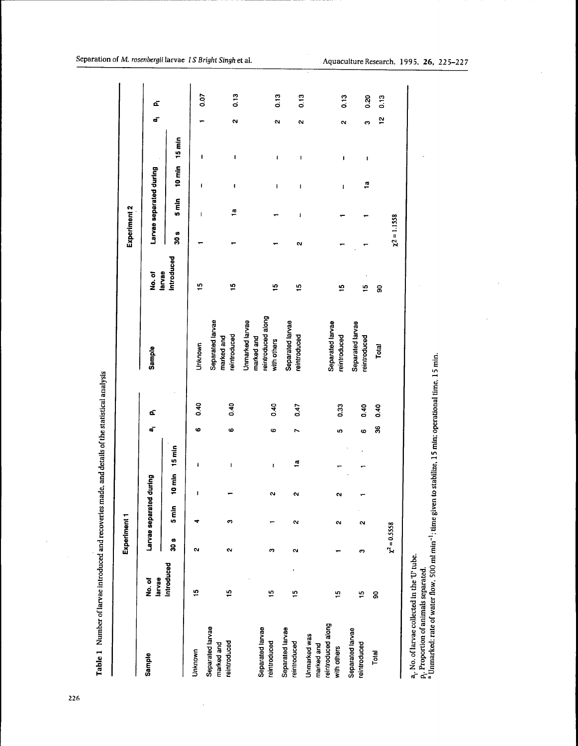**Table 1** Number of larvae introduced and recoveries made, and details of the statistical analysis

**Experiment 1**

| Sample | No. of larvae introduced | Larvae separated during: 30 s | 5 min | 10 min | 15 min | $a_i$ | $p_i$ |
|---|---|---|---|---|---|---|---|
| Unknown | 15 | 2 | 4 | – | – | 6 | 0.40 |
| Separated larvae marked and reintroduced | 15 | 2 | 3 | 1 | – | 6 | 0.40 |
| Separated larvae reintroduced | 15 | 3 | 1 | 2 | – | 6 | 0.40 |
| Separated larvae reintroduced | 15 | 2 | 2 | 2 | 1a | 7 | 0.47 |
| Unmarked was marked and reintroduced along with others | 15 | 1 | 2 | 2 | 1 | 5 | 0.33 |
| Separated larvae reintroduced | 15 | 3 | 2 | 1 | 1 | 6 | 0.40 |
| Total | 90 | | | | | 36 | 0.40 |
| | | $\chi^2 = 0.5558$ | | | | | |

**Experiment 2**

| Sample | No. of larvae introduced | Larvae separated during: 30 s | 5 min | 10 min | 15 min | $a_i$ | $p_i$ |
|---|---|---|---|---|---|---|---|
| Unknown | 15 | 1 | – | – | – | 1 | 0.07 |
| Separated larvae marked and reintroduced | 15 | 1 | 1a | – | – | 2 | 0.13 |
| Unmarked larvae marked and reintroduced along with others | 15 | 1 | 1 | – | – | 2 | 0.13 |
| Separated larvae reintroduced | 15 | 2 | – | – | – | 2 | 0.13 |
| Separated larvae reintroduced | 15 | 1 | 1 | – | – | 2 | 0.13 |
| Separated larvae reintroduced | 15 | 1 | 1 | 1a | – | 3 | 0.20 |
| Total | 90 | | | | | 12 | 0.13 |
| | | $\chi^2 = 1.1558$ | | | | | |

$a_i$, No. of larvae collected in the 'U' tube.
$p_i$, Proportion of animals separated.
[a] Unmarked; rate of water flow, 500 ml $min^{-1}$; time given to stabilize, 15 min; operational time, 15 min.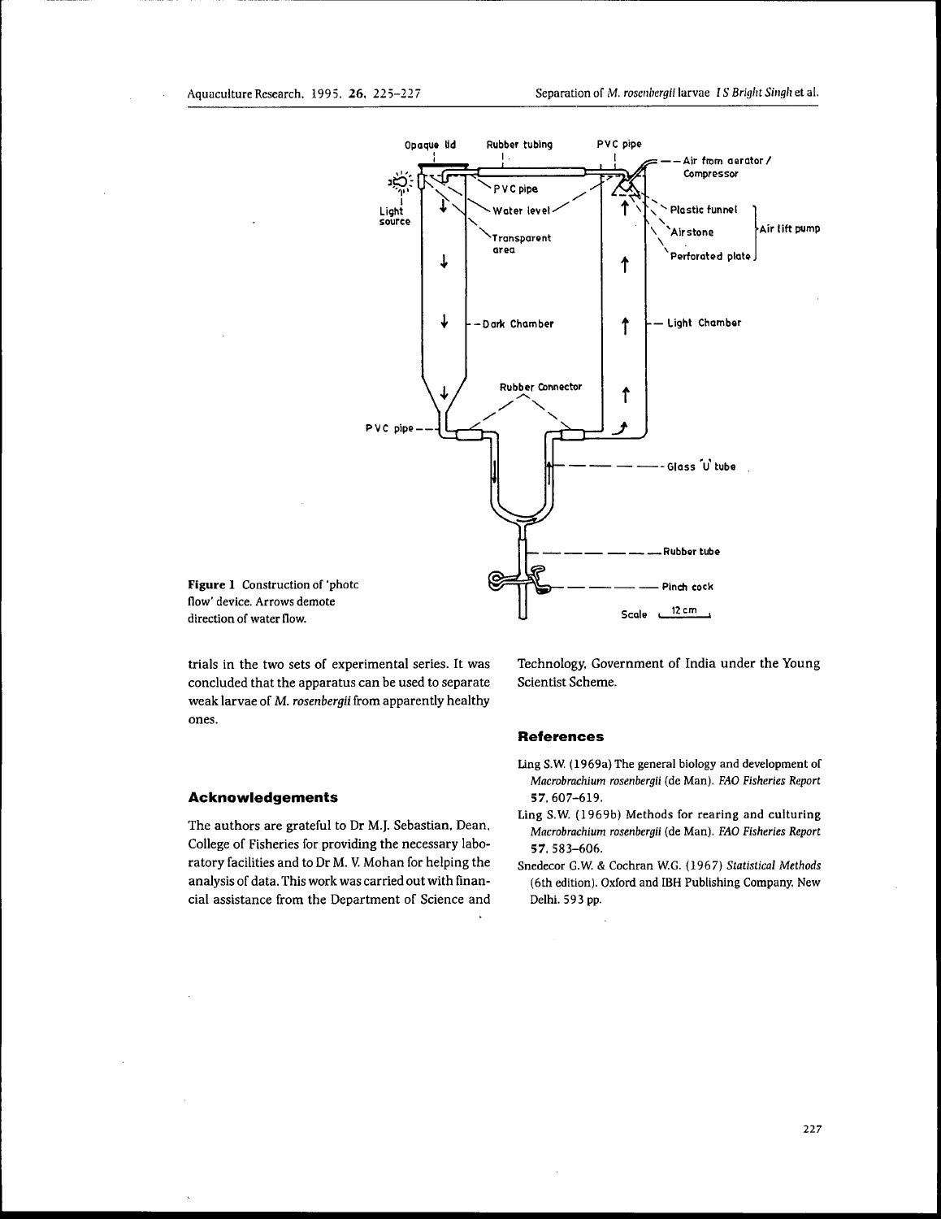Figure 1 Construction of 'photc flow' device. Arrows demote direction of water flow.

trials in the two sets of experimental series. It was concluded that the apparatus can be used to separate weak larvae of *M. rosenbergii* from apparently healthy ones.

## Acknowledgements

The authors are grateful to Dr M.J. Sebastian, Dean, College of Fisheries for providing the necessary laboratory facilities and to Dr M. V. Mohan for helping the analysis of data. This work was carried out with financial assistance from the Department of Science and Technology, Government of India under the Young Scientist Scheme.

## References

Ling S.W. (1969a) The general biology and development of *Macrobrachium rosenbergii* (de Man). *FAO Fisheries Report* **57**, 607–619.

Ling S.W. (1969b) Methods for rearing and culturing *Macrobrachium rosenbergii* (de Man). *FAO Fisheries Report* **57**, 583–606.

Snedecor G.W. & Cochran W.G. (1967) *Statistical Methods* (6th edition). Oxford and IBH Publishing Company, New Delhi. 593 pp.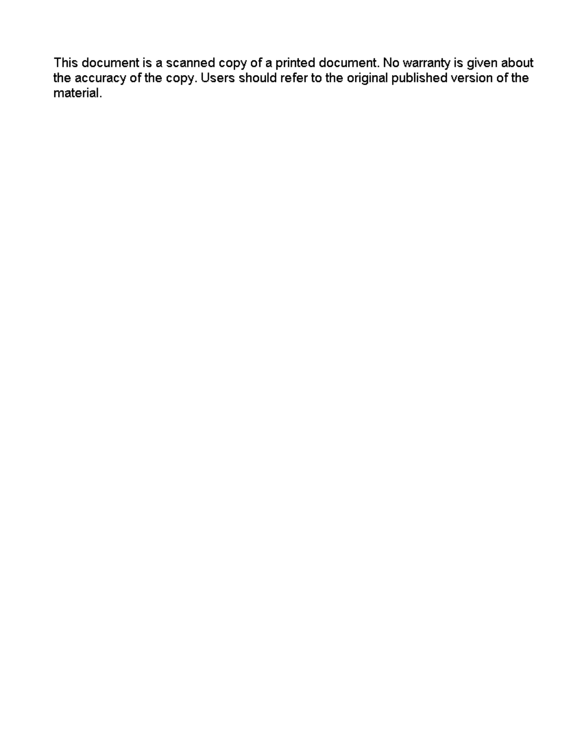This document is a scanned copy of a printed document. No warranty is given about the accuracy of the copy. Users should refer to the original published version of the material.